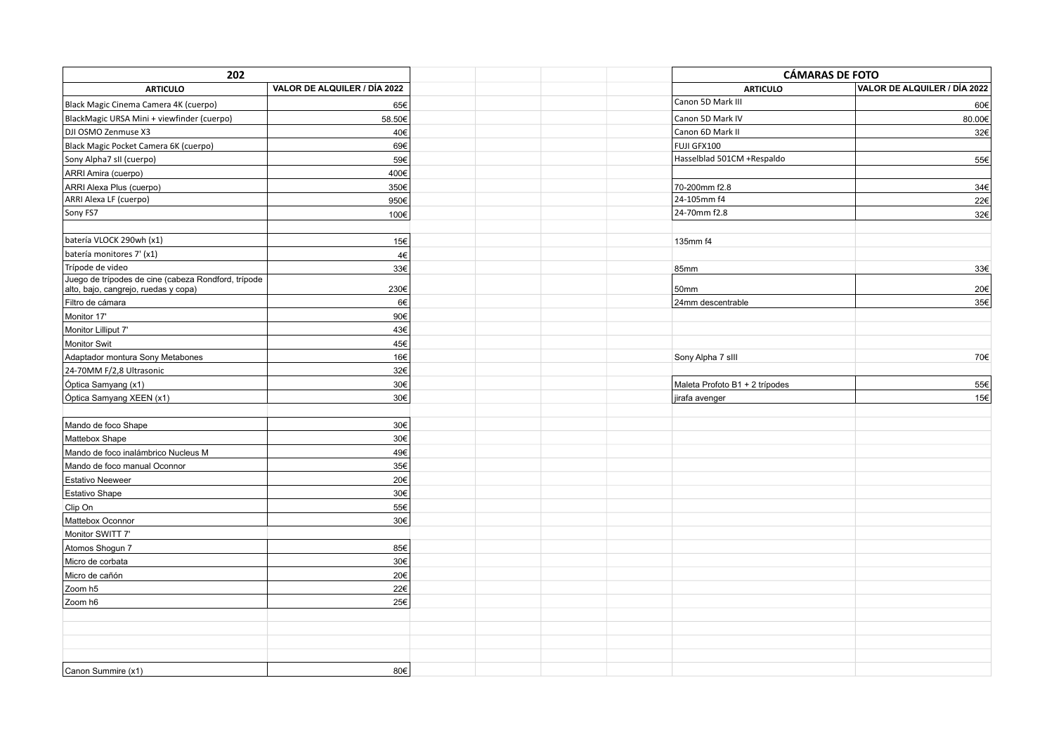| 202 | |
|---|---|
| ARTICULO | VALOR DE ALQUILER / DÍA 2022 |
| Black Magic Cinema Camera 4K (cuerpo) | 65€ |
| BlackMagic URSA Mini + viewfinder (cuerpo) | 58.50€ |
| DJI OSMO Zenmuse X3 | 40€ |
| Black Magic Pocket Camera 6K (cuerpo) | 69€ |
| Sony Alpha7 sII (cuerpo) | 59€ |
| ARRI Amira (cuerpo) | 400€ |
| ARRI Alexa Plus (cuerpo) | 350€ |
| ARRI Alexa LF (cuerpo) | 950€ |
| Sony FS7 | 100€ |
| | |
| batería VLOCK 290wh (x1) | 15€ |
| batería monitores 7' (x1) | 4€ |
| Trípode de video | 33€ |
| Juego de trípodes de cine (cabeza Rondford, trípode alto, bajo, cangrejo, ruedas y copa) | 230€ |
| Filtro de cámara | 6€ |
| Monitor 17' | 90€ |
| Monitor Lilliput 7' | 43€ |
| Monitor Swit | 45€ |
| Adaptador montura Sony Metabones | 16€ |
| 24-70MM F/2,8 Ultrasonic | 32€ |
| Óptica Samyang (x1) | 30€ |
| Óptica Samyang XEEN (x1) | 30€ |
| | |
| Mando de foco Shape | 30€ |
| Mattebox Shape | 30€ |
| Mando de foco inalámbrico Nucleus M | 49€ |
| Mando de foco manual Oconnor | 35€ |
| Estativo Neeweer | 20€ |
| Estativo Shape | 30€ |
| Clip On | 55€ |
| Mattebox Oconnor | 30€ |
| Monitor SWITT 7' | |
| Atomos Shogun 7 | 85€ |
| Micro de corbata | 30€ |
| Micro de cañón | 20€ |
| Zoom h5 | 22€ |
| Zoom h6 | 25€ |
| | |
| | |
| | |
| Canon Summire (x1) | 80€ |

| CÁMARAS DE FOTO | |
|---|---|
| ARTICULO | VALOR DE ALQUILER / DÍA 2022 |
| Canon 5D Mark III | 60€ |
| Canon 5D Mark IV | 80.00€ |
| Canon 6D Mark II | 32€ |
| FUJI GFX100 | |
| Hasselblad 501CM +Respaldo | 55€ |
| | |
| 70-200mm f2.8 | 34€ |
| 24-105mm f4 | 22€ |
| 24-70mm f2.8 | 32€ |
| | |
| 135mm f4 | |
| 85mm | 33€ |
| 50mm | 20€ |
| 24mm descentrable | 35€ |
| | |
| | |
| Sony Alpha 7 sIII | 70€ |
| | |
| Maleta Profoto B1 + 2 trípodes | 55€ |
| jirafa avenger | 15€ |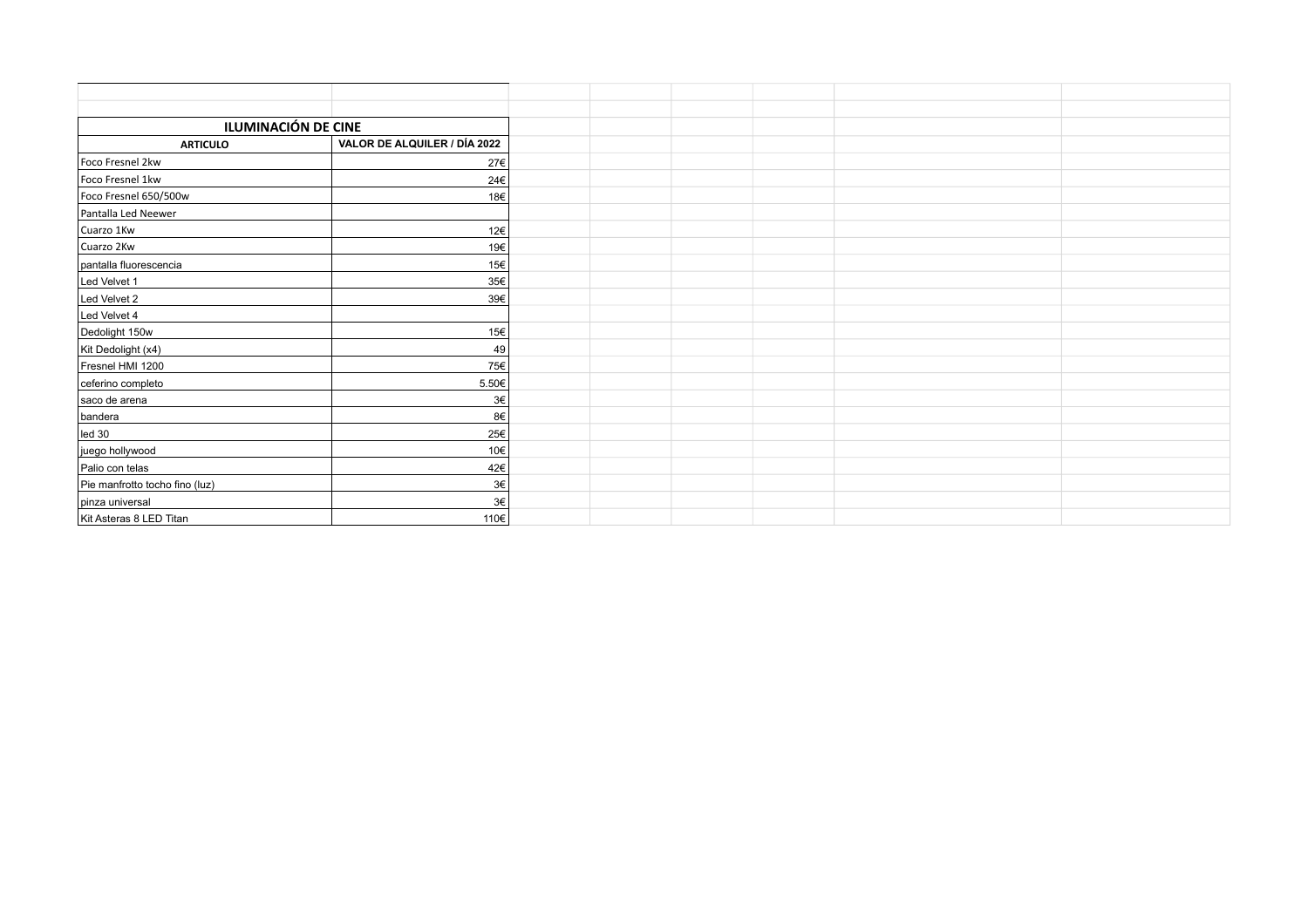| ILUMINACIÓN DE CINE | |
| --- | --- |
| **ARTICULO** | **VALOR DE ALQUILER / DÍA 2022** |
| Foco Fresnel 2kw | 27€ |
| Foco Fresnel 1kw | 24€ |
| Foco Fresnel 650/500w | 18€ |
| Pantalla Led Neewer | |
| Cuarzo 1Kw | 12€ |
| Cuarzo 2Kw | 19€ |
| pantalla fluorescencia | 15€ |
| Led Velvet 1 | 35€ |
| Led Velvet 2 | 39€ |
| Led Velvet 4 | |
| Dedolight 150w | 15€ |
| Kit Dedolight (x4) | 49 |
| Fresnel HMI 1200 | 75€ |
| ceferino completo | 5.50€ |
| saco de arena | 3€ |
| bandera | 8€ |
| led 30 | 25€ |
| juego hollywood | 10€ |
| Palio con telas | 42€ |
| Pie manfrotto tocho fino (luz) | 3€ |
| pinza universal | 3€ |
| Kit Asteras 8 LED Titan | 110€ |